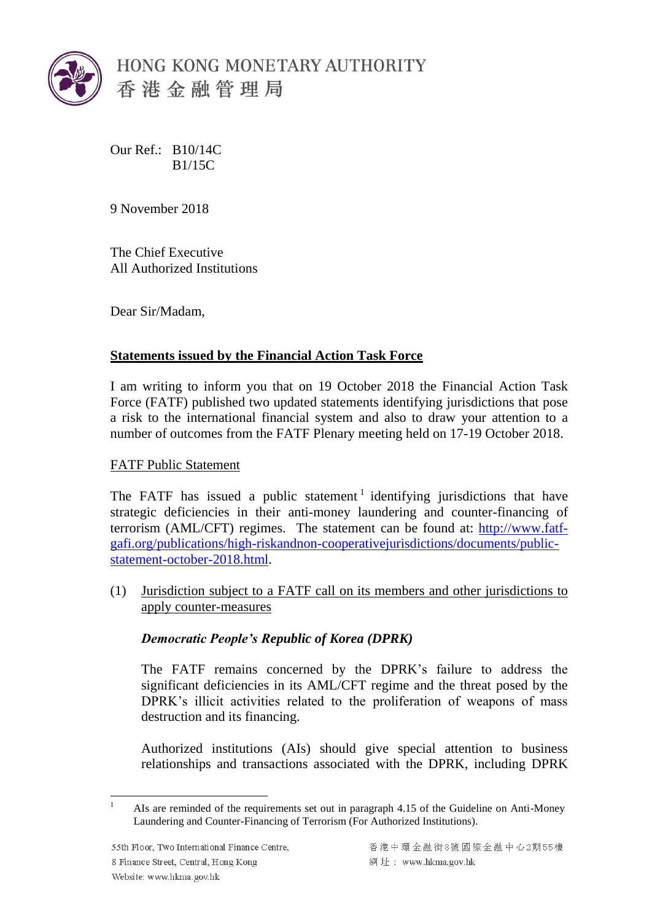# HONG KONG MONETARY AUTHORITY
# 香港金融管理局

Our Ref.: B10/14C
B1/15C

9 November 2018

The Chief Executive
All Authorized Institutions

Dear Sir/Madam,

**Statements issued by the Financial Action Task Force**

I am writing to inform you that on 19 October 2018 the Financial Action Task Force (FATF) published two updated statements identifying jurisdictions that pose a risk to the international financial system and also to draw your attention to a number of outcomes from the FATF Plenary meeting held on 17-19 October 2018.

FATF Public Statement

The FATF has issued a public statement[1] identifying jurisdictions that have strategic deficiencies in their anti-money laundering and counter-financing of terrorism (AML/CFT) regimes. The statement can be found at: [http://www.fatf-gafi.org/publications/high-riskandnon-cooperativejurisdictions/documents/public-statement-october-2018.html](http://www.fatf-gafi.org/publications/high-riskandnon-cooperativejurisdictions/documents/public-statement-october-2018.html).

(1) Jurisdiction subject to a FATF call on its members and other jurisdictions to apply counter-measures

***Democratic People's Republic of Korea (DPRK)***

The FATF remains concerned by the DPRK's failure to address the significant deficiencies in its AML/CFT regime and the threat posed by the DPRK's illicit activities related to the proliferation of weapons of mass destruction and its financing.

Authorized institutions (AIs) should give special attention to business relationships and transactions associated with the DPRK, including DPRK

[1] AIs are reminded of the requirements set out in paragraph 4.15 of the Guideline on Anti-Money Laundering and Counter-Financing of Terrorism (For Authorized Institutions).

55th Floor, Two International Finance Centre,
8 Finance Street, Central, Hong Kong
Website: www.hkma.gov.hk

香港中環金融街8號國際金融中心2期55樓
網址：www.hkma.gov.hk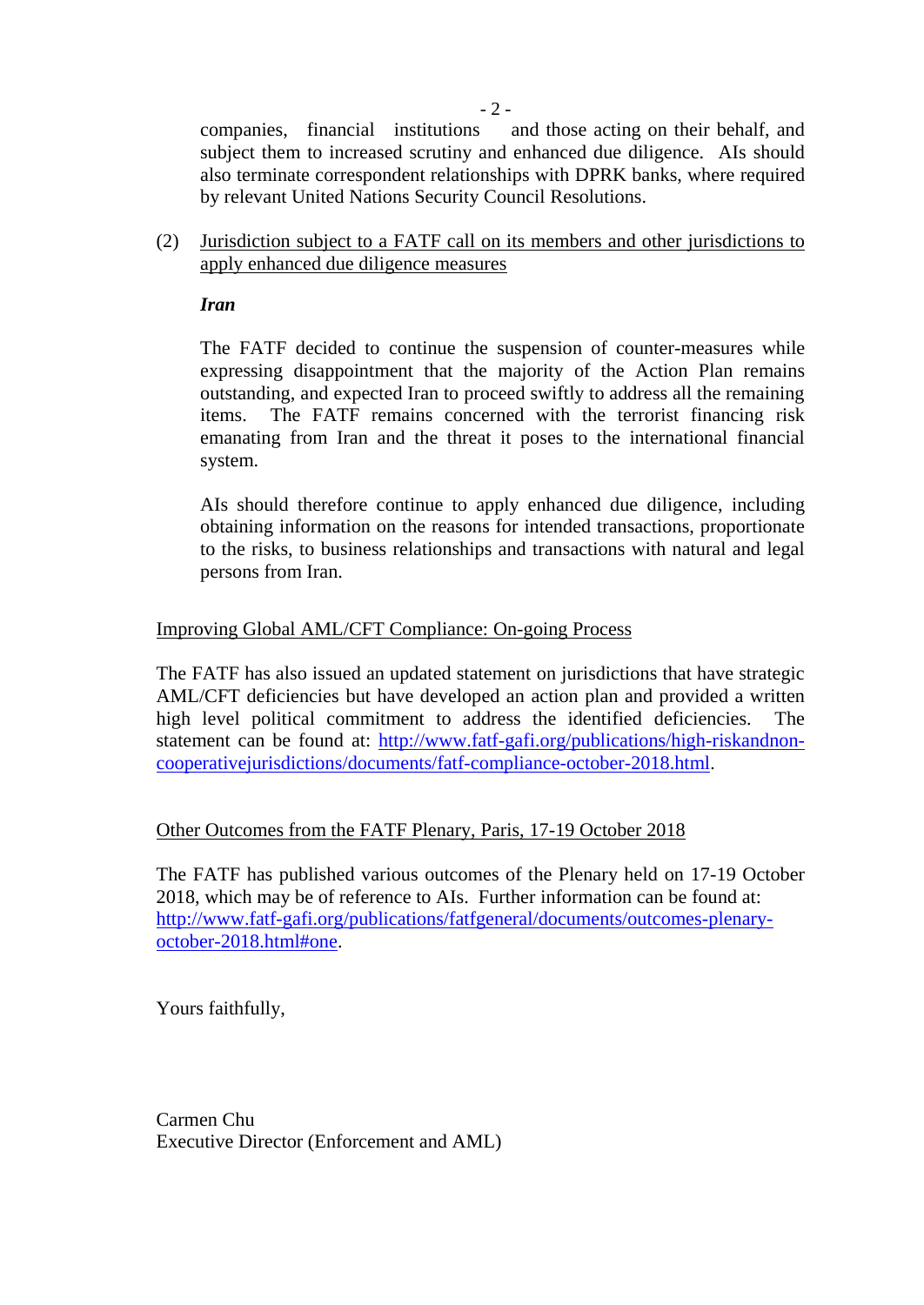companies, financial institutions and those acting on their behalf, and subject them to increased scrutiny and enhanced due diligence. AIs should also terminate correspondent relationships with DPRK banks, where required by relevant United Nations Security Council Resolutions.

(2) Jurisdiction subject to a FATF call on its members and other jurisdictions to apply enhanced due diligence measures

***Iran***

The FATF decided to continue the suspension of counter-measures while expressing disappointment that the majority of the Action Plan remains outstanding, and expected Iran to proceed swiftly to address all the remaining items. The FATF remains concerned with the terrorist financing risk emanating from Iran and the threat it poses to the international financial system.

AIs should therefore continue to apply enhanced due diligence, including obtaining information on the reasons for intended transactions, proportionate to the risks, to business relationships and transactions with natural and legal persons from Iran.

Improving Global AML/CFT Compliance: On-going Process

The FATF has also issued an updated statement on jurisdictions that have strategic AML/CFT deficiencies but have developed an action plan and provided a written high level political commitment to address the identified deficiencies. The statement can be found at: http://www.fatf-gafi.org/publications/high-riskandnon-cooperativejurisdictions/documents/fatf-compliance-october-2018.html.

Other Outcomes from the FATF Plenary, Paris, 17-19 October 2018

The FATF has published various outcomes of the Plenary held on 17-19 October 2018, which may be of reference to AIs. Further information can be found at: http://www.fatf-gafi.org/publications/fatfgeneral/documents/outcomes-plenary-october-2018.html#one.

Yours faithfully,

Carmen Chu
Executive Director (Enforcement and AML)